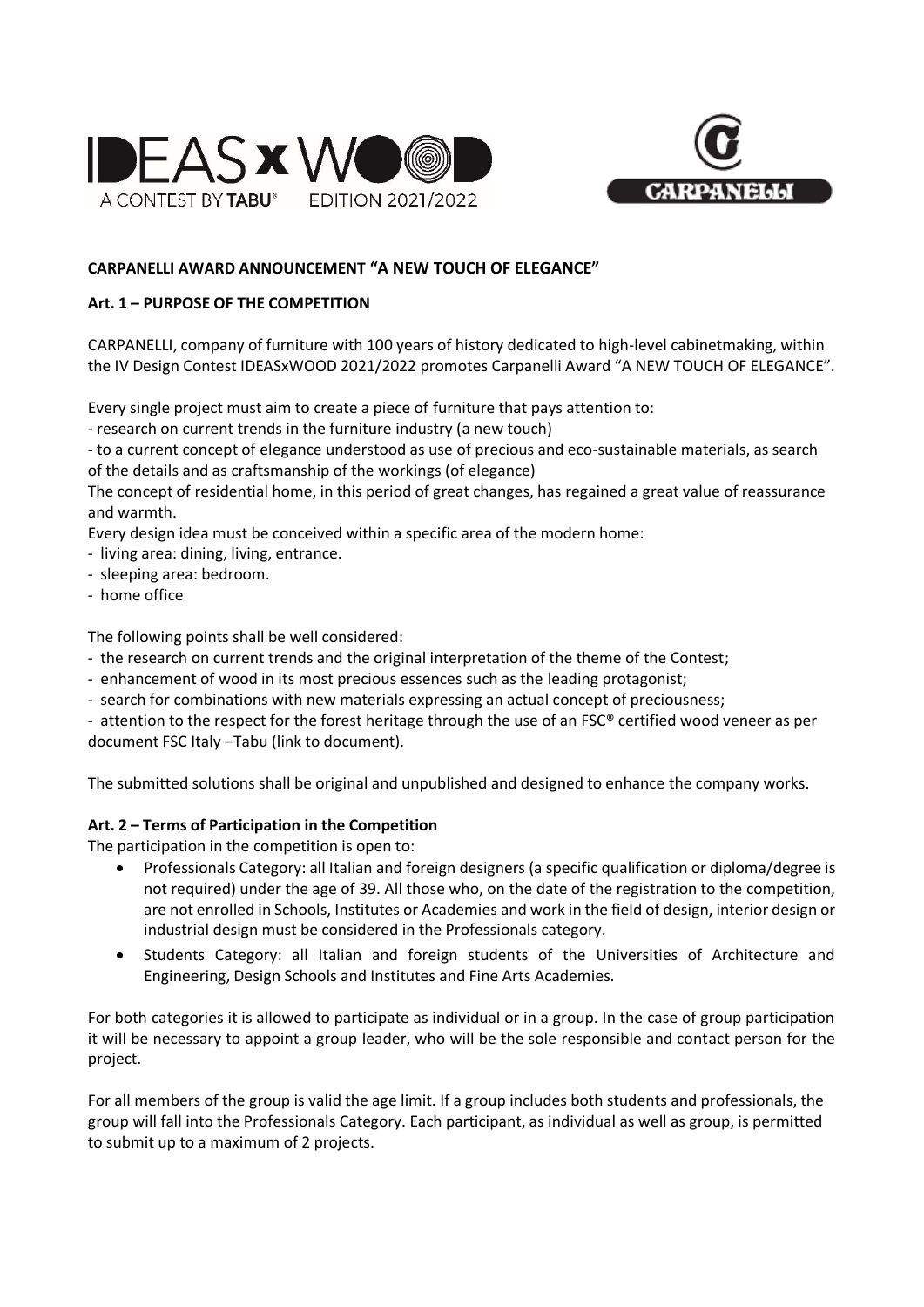**CARPANELLI AWARD ANNOUNCEMENT "A NEW TOUCH OF ELEGANCE"**

**Art. 1 – PURPOSE OF THE COMPETITION**

CARPANELLI, company of furniture with 100 years of history dedicated to high-level cabinetmaking, within the IV Design Contest IDEASxWOOD 2021/2022 promotes Carpanelli Award "A NEW TOUCH OF ELEGANCE".

Every single project must aim to create a piece of furniture that pays attention to:
- research on current trends in the furniture industry (a new touch)
- to a current concept of elegance understood as use of precious and eco-sustainable materials, as search of the details and as craftsmanship of the workings (of elegance)

The concept of residential home, in this period of great changes, has regained a great value of reassurance and warmth.

Every design idea must be conceived within a specific area of the modern home:
- living area: dining, living, entrance.
- sleeping area: bedroom.
- home office

The following points shall be well considered:
- the research on current trends and the original interpretation of the theme of the Contest;
- enhancement of wood in its most precious essences such as the leading protagonist;
- search for combinations with new materials expressing an actual concept of preciousness;
- attention to the respect for the forest heritage through the use of an FSC® certified wood veneer as per document FSC Italy –Tabu (link to document).

The submitted solutions shall be original and unpublished and designed to enhance the company works.

**Art. 2 – Terms of Participation in the Competition**

The participation in the competition is open to:

- Professionals Category: all Italian and foreign designers (a specific qualification or diploma/degree is not required) under the age of 39. All those who, on the date of the registration to the competition, are not enrolled in Schools, Institutes or Academies and work in the field of design, interior design or industrial design must be considered in the Professionals category.
- Students Category: all Italian and foreign students of the Universities of Architecture and Engineering, Design Schools and Institutes and Fine Arts Academies.

For both categories it is allowed to participate as individual or in a group. In the case of group participation it will be necessary to appoint a group leader, who will be the sole responsible and contact person for the project.

For all members of the group is valid the age limit. If a group includes both students and professionals, the group will fall into the Professionals Category. Each participant, as individual as well as group, is permitted to submit up to a maximum of 2 projects.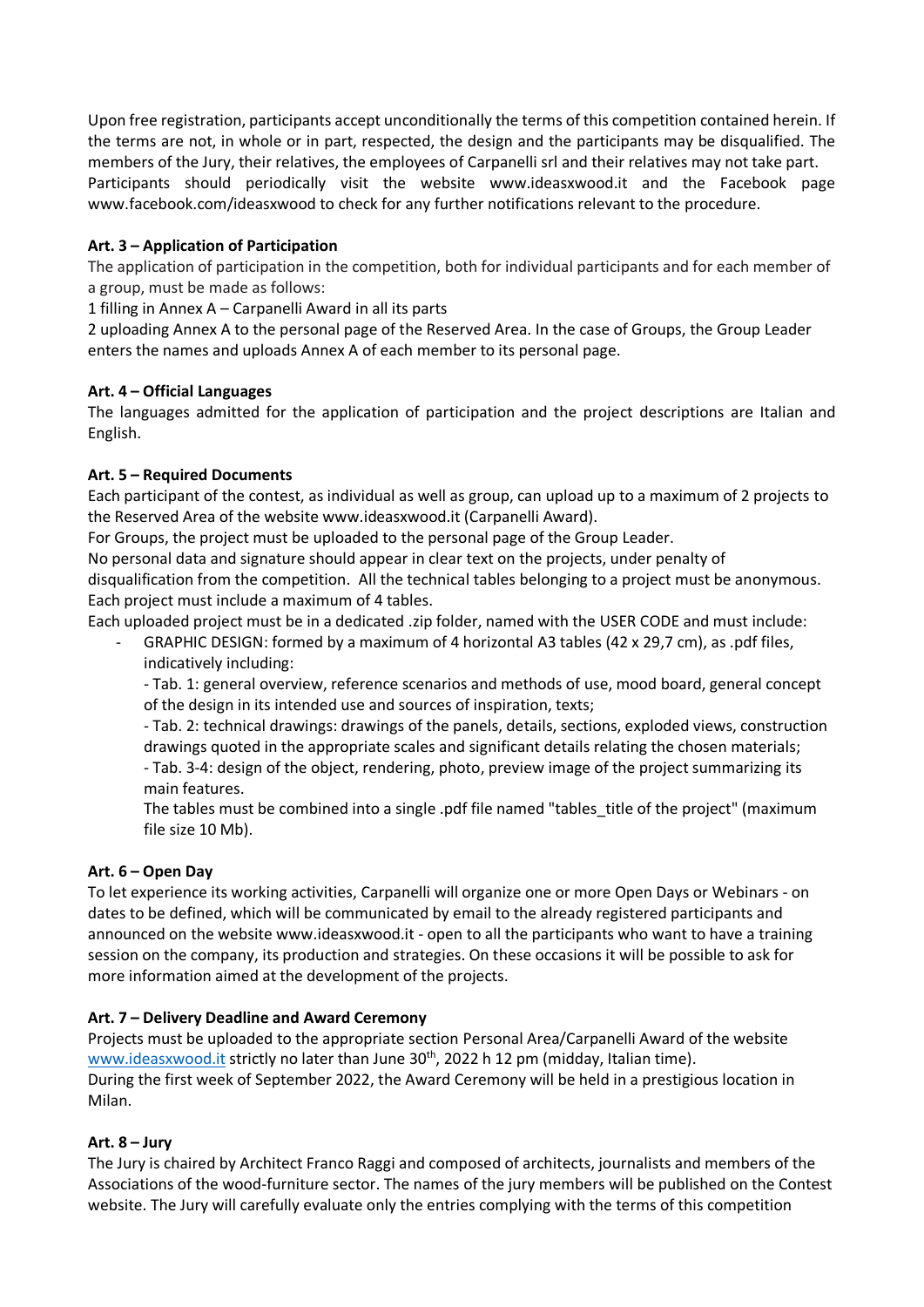Upon free registration, participants accept unconditionally the terms of this competition contained herein. If the terms are not, in whole or in part, respected, the design and the participants may be disqualified. The members of the Jury, their relatives, the employees of Carpanelli srl and their relatives may not take part. Participants should periodically visit the website www.ideasxwood.it and the Facebook page www.facebook.com/ideasxwood to check for any further notifications relevant to the procedure.

**Art. 3 – Application of Participation**

The application of participation in the competition, both for individual participants and for each member of a group, must be made as follows:

1 filling in Annex A – Carpanelli Award in all its parts

2 uploading Annex A to the personal page of the Reserved Area. In the case of Groups, the Group Leader enters the names and uploads Annex A of each member to its personal page.

**Art. 4 – Official Languages**

The languages admitted for the application of participation and the project descriptions are Italian and English.

**Art. 5 – Required Documents**

Each participant of the contest, as individual as well as group, can upload up to a maximum of 2 projects to the Reserved Area of the website www.ideasxwood.it (Carpanelli Award).

For Groups, the project must be uploaded to the personal page of the Group Leader.

No personal data and signature should appear in clear text on the projects, under penalty of disqualification from the competition. All the technical tables belonging to a project must be anonymous. Each project must include a maximum of 4 tables.

Each uploaded project must be in a dedicated .zip folder, named with the USER CODE and must include:

- GRAPHIC DESIGN: formed by a maximum of 4 horizontal A3 tables (42 x 29,7 cm), as .pdf files, indicatively including:

  - Tab. 1: general overview, reference scenarios and methods of use, mood board, general concept of the design in its intended use and sources of inspiration, texts;

  - Tab. 2: technical drawings: drawings of the panels, details, sections, exploded views, construction drawings quoted in the appropriate scales and significant details relating the chosen materials;

  - Tab. 3-4: design of the object, rendering, photo, preview image of the project summarizing its main features.

  The tables must be combined into a single .pdf file named "tables_title of the project" (maximum file size 10 Mb).

**Art. 6 – Open Day**

To let experience its working activities, Carpanelli will organize one or more Open Days or Webinars - on dates to be defined, which will be communicated by email to the already registered participants and announced on the website www.ideasxwood.it - open to all the participants who want to have a training session on the company, its production and strategies. On these occasions it will be possible to ask for more information aimed at the development of the projects.

**Art. 7 – Delivery Deadline and Award Ceremony**

Projects must be uploaded to the appropriate section Personal Area/Carpanelli Award of the website www.ideasxwood.it strictly no later than June 30th, 2022 h 12 pm (midday, Italian time).

During the first week of September 2022, the Award Ceremony will be held in a prestigious location in Milan.

**Art. 8 – Jury**

The Jury is chaired by Architect Franco Raggi and composed of architects, journalists and members of the Associations of the wood-furniture sector. The names of the jury members will be published on the Contest website. The Jury will carefully evaluate only the entries complying with the terms of this competition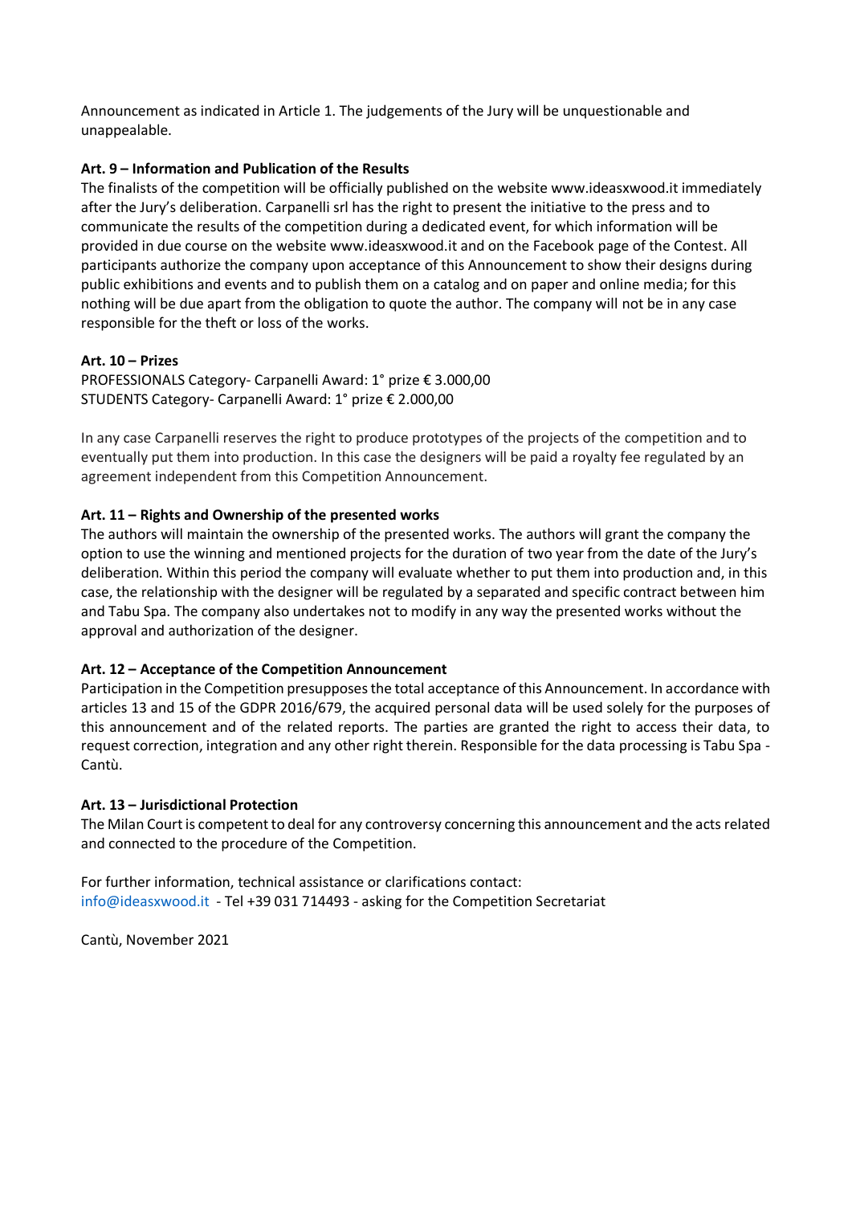Announcement as indicated in Article 1. The judgements of the Jury will be unquestionable and unappealable.

**Art. 9 – Information and Publication of the Results**

The finalists of the competition will be officially published on the website www.ideasxwood.it immediately after the Jury's deliberation. Carpanelli srl has the right to present the initiative to the press and to communicate the results of the competition during a dedicated event, for which information will be provided in due course on the website www.ideasxwood.it and on the Facebook page of the Contest. All participants authorize the company upon acceptance of this Announcement to show their designs during public exhibitions and events and to publish them on a catalog and on paper and online media; for this nothing will be due apart from the obligation to quote the author. The company will not be in any case responsible for the theft or loss of the works.

**Art. 10 – Prizes**

PROFESSIONALS Category- Carpanelli Award: 1° prize € 3.000,00
STUDENTS Category- Carpanelli Award: 1° prize € 2.000,00

In any case Carpanelli reserves the right to produce prototypes of the projects of the competition and to eventually put them into production. In this case the designers will be paid a royalty fee regulated by an agreement independent from this Competition Announcement.

**Art. 11 – Rights and Ownership of the presented works**

The authors will maintain the ownership of the presented works. The authors will grant the company the option to use the winning and mentioned projects for the duration of two year from the date of the Jury's deliberation. Within this period the company will evaluate whether to put them into production and, in this case, the relationship with the designer will be regulated by a separated and specific contract between him and Tabu Spa. The company also undertakes not to modify in any way the presented works without the approval and authorization of the designer.

**Art. 12 – Acceptance of the Competition Announcement**

Participation in the Competition presupposes the total acceptance of this Announcement. In accordance with articles 13 and 15 of the GDPR 2016/679, the acquired personal data will be used solely for the purposes of this announcement and of the related reports. The parties are granted the right to access their data, to request correction, integration and any other right therein. Responsible for the data processing is Tabu Spa - Cantù.

**Art. 13 – Jurisdictional Protection**

The Milan Court is competent to deal for any controversy concerning this announcement and the acts related and connected to the procedure of the Competition.

For further information, technical assistance or clarifications contact:
info@ideasxwood.it - Tel +39 031 714493 - asking for the Competition Secretariat

Cantù, November 2021